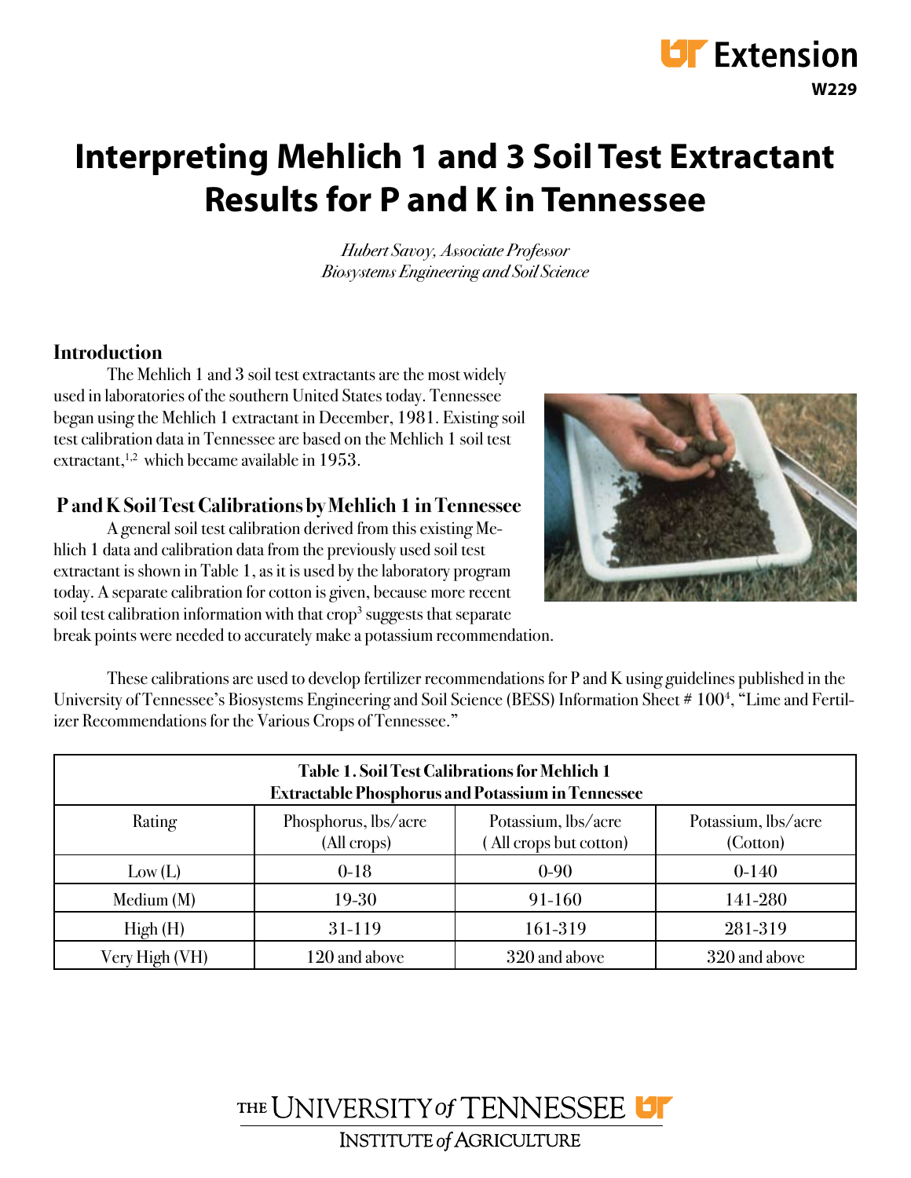W229

# Interpreting Mehlich 1 and 3 Soil Test Extractant Results for P and K in Tennessee

*Hubert Savoy, Associate Professor*
*Biosystems Engineering and Soil Science*

## Introduction

The Mehlich 1 and 3 soil test extractants are the most widely used in laboratories of the southern United States today. Tennessee began using the Mehlich 1 extractant in December, 1981. Existing soil test calibration data in Tennessee are based on the Mehlich 1 soil test extractant,[1,2] which became available in 1953.

## P and K Soil Test Calibrations by Mehlich 1 in Tennessee

A general soil test calibration derived from this existing Mehlich 1 data and calibration data from the previously used soil test extractant is shown in Table 1, as it is used by the laboratory program today. A separate calibration for cotton is given, because more recent soil test calibration information with that crop[3] suggests that separate break points were needed to accurately make a potassium recommendation.

These calibrations are used to develop fertilizer recommendations for P and K using guidelines published in the University of Tennessee's Biosystems Engineering and Soil Science (BESS) Information Sheet # 100[4], "Lime and Fertilizer Recommendations for the Various Crops of Tennessee."

**Table 1. Soil Test Calibrations for Mehlich 1 Extractable Phosphorus and Potassium in Tennessee**

| Rating | Phosphorus, lbs/acre (All crops) | Potassium, lbs/acre ( All crops but cotton) | Potassium, lbs/acre (Cotton) |
|---|---|---|---|
| Low (L) | 0-18 | 0-90 | 0-140 |
| Medium (M) | 19-30 | 91-160 | 141-280 |
| High (H) | 31-119 | 161-319 | 281-319 |
| Very High (VH) | 120 and above | 320 and above | 320 and above |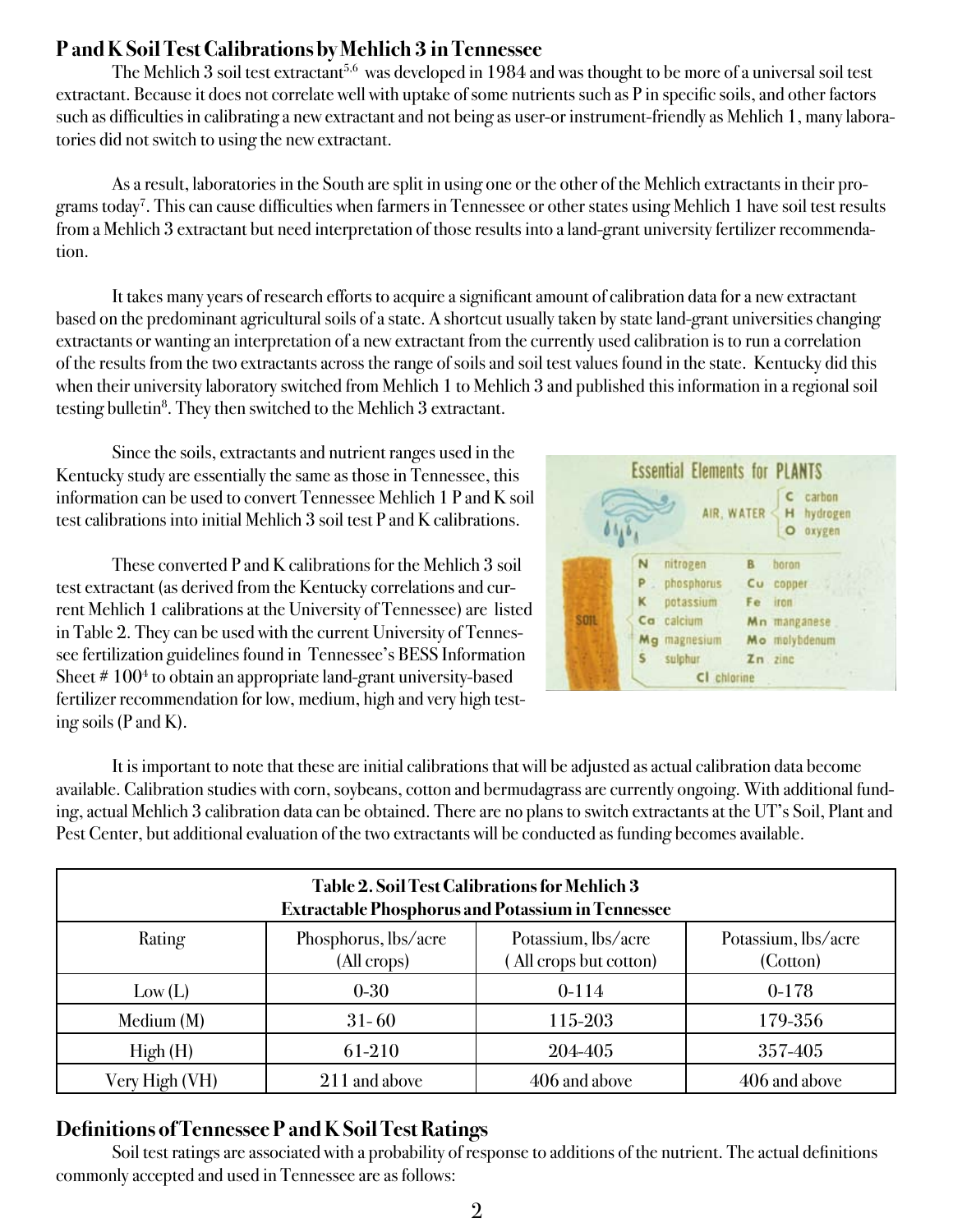## P and K Soil Test Calibrations by Mehlich 3 in Tennessee

The Mehlich 3 soil test extractant[5,6] was developed in 1984 and was thought to be more of a universal soil test extractant. Because it does not correlate well with uptake of some nutrients such as P in specific soils, and other factors such as difficulties in calibrating a new extractant and not being as user-or instrument-friendly as Mehlich 1, many laboratories did not switch to using the new extractant.

As a result, laboratories in the South are split in using one or the other of the Mehlich extractants in their programs today[7]. This can cause difficulties when farmers in Tennessee or other states using Mehlich 1 have soil test results from a Mehlich 3 extractant but need interpretation of those results into a land-grant university fertilizer recommendation.

It takes many years of research efforts to acquire a significant amount of calibration data for a new extractant based on the predominant agricultural soils of a state. A shortcut usually taken by state land-grant universities changing extractants or wanting an interpretation of a new extractant from the currently used calibration is to run a correlation of the results from the two extractants across the range of soils and soil test values found in the state. Kentucky did this when their university laboratory switched from Mehlich 1 to Mehlich 3 and published this information in a regional soil testing bulletin[8]. They then switched to the Mehlich 3 extractant.

Since the soils, extractants and nutrient ranges used in the Kentucky study are essentially the same as those in Tennessee, this information can be used to convert Tennessee Mehlich 1 P and K soil test calibrations into initial Mehlich 3 soil test P and K calibrations.

These converted P and K calibrations for the Mehlich 3 soil test extractant (as derived from the Kentucky correlations and current Mehlich 1 calibrations at the University of Tennessee) are listed in Table 2. They can be used with the current University of Tennessee fertilization guidelines found in Tennessee's BESS Information Sheet # 100[4] to obtain an appropriate land-grant university-based fertilizer recommendation for low, medium, high and very high testing soils (P and K).

It is important to note that these are initial calibrations that will be adjusted as actual calibration data become available. Calibration studies with corn, soybeans, cotton and bermudagrass are currently ongoing. With additional funding, actual Mehlich 3 calibration data can be obtained. There are no plans to switch extractants at the UT's Soil, Plant and Pest Center, but additional evaluation of the two extractants will be conducted as funding becomes available.

**Table 2. Soil Test Calibrations for Mehlich 3 Extractable Phosphorus and Potassium in Tennessee**

| Rating | Phosphorus, lbs/acre (All crops) | Potassium, lbs/acre ( All crops but cotton) | Potassium, lbs/acre (Cotton) |
|---|---|---|---|
| Low (L) | 0-30 | 0-114 | 0-178 |
| Medium (M) | 31- 60 | 115-203 | 179-356 |
| High (H) | 61-210 | 204-405 | 357-405 |
| Very High (VH) | 211 and above | 406 and above | 406 and above |

## Definitions of Tennessee P and K Soil Test Ratings

Soil test ratings are associated with a probability of response to additions of the nutrient. The actual definitions commonly accepted and used in Tennessee are as follows: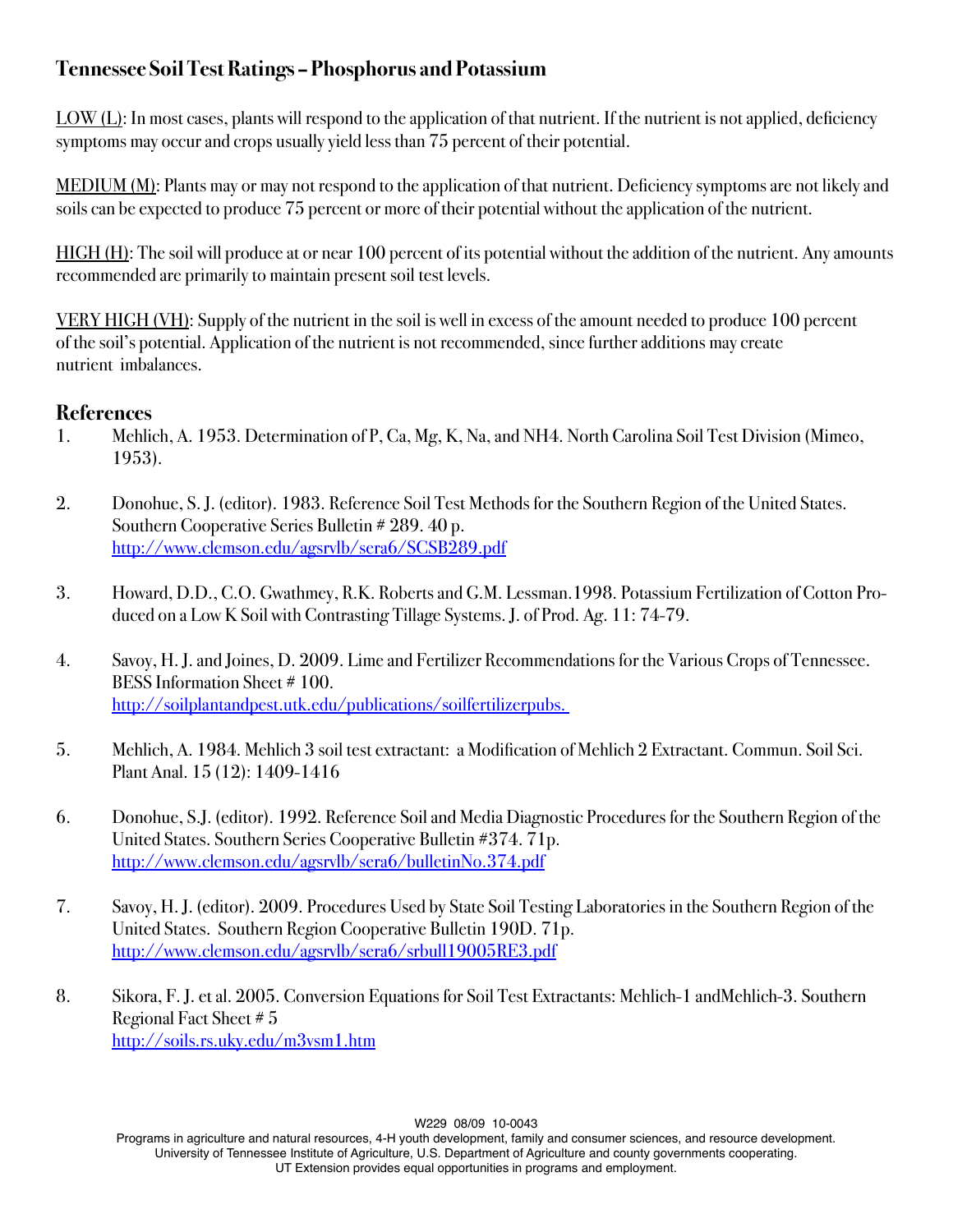## Tennessee Soil Test Ratings – Phosphorus and Potassium

LOW (L): In most cases, plants will respond to the application of that nutrient. If the nutrient is not applied, deficiency symptoms may occur and crops usually yield less than 75 percent of their potential.

MEDIUM (M): Plants may or may not respond to the application of that nutrient. Deficiency symptoms are not likely and soils can be expected to produce 75 percent or more of their potential without the application of the nutrient.

HIGH (H): The soil will produce at or near 100 percent of its potential without the addition of the nutrient. Any amounts recommended are primarily to maintain present soil test levels.

VERY HIGH (VH): Supply of the nutrient in the soil is well in excess of the amount needed to produce 100 percent of the soil's potential. Application of the nutrient is not recommended, since further additions may create nutrient imbalances.

## References

1. Mehlich, A. 1953. Determination of P, Ca, Mg, K, Na, and NH4. North Carolina Soil Test Division (Mimeo, 1953).

2. Donohue, S. J. (editor). 1983. Reference Soil Test Methods for the Southern Region of the United States. Southern Cooperative Series Bulletin # 289. 40 p. http://www.clemson.edu/agsrvlb/sera6/SCSB289.pdf

3. Howard, D.D., C.O. Gwathmey, R.K. Roberts and G.M. Lessman.1998. Potassium Fertilization of Cotton Produced on a Low K Soil with Contrasting Tillage Systems. J. of Prod. Ag. 11: 74-79.

4. Savoy, H. J. and Joines, D. 2009. Lime and Fertilizer Recommendations for the Various Crops of Tennessee. BESS Information Sheet # 100. http://soilplantandpest.utk.edu/publications/soilfertilizerpubs.

5. Mehlich, A. 1984. Mehlich 3 soil test extractant: a Modification of Mehlich 2 Extractant. Commun. Soil Sci. Plant Anal. 15 (12): 1409-1416

6. Donohue, S.J. (editor). 1992. Reference Soil and Media Diagnostic Procedures for the Southern Region of the United States. Southern Series Cooperative Bulletin #374. 71p. http://www.clemson.edu/agsrvlb/sera6/bulletinNo.374.pdf

7. Savoy, H. J. (editor). 2009. Procedures Used by State Soil Testing Laboratories in the Southern Region of the United States. Southern Region Cooperative Bulletin 190D. 71p. http://www.clemson.edu/agsrvlb/sera6/srbull19005RE3.pdf

8. Sikora, F. J. et al. 2005. Conversion Equations for Soil Test Extractants: Mehlich-1 andMehlich-3. Southern Regional Fact Sheet # 5 http://soils.rs.uky.edu/m3vsm1.htm

W229 08/09 10-0043

Programs in agriculture and natural resources, 4-H youth development, family and consumer sciences, and resource development.
University of Tennessee Institute of Agriculture, U.S. Department of Agriculture and county governments cooperating.
UT Extension provides equal opportunities in programs and employment.